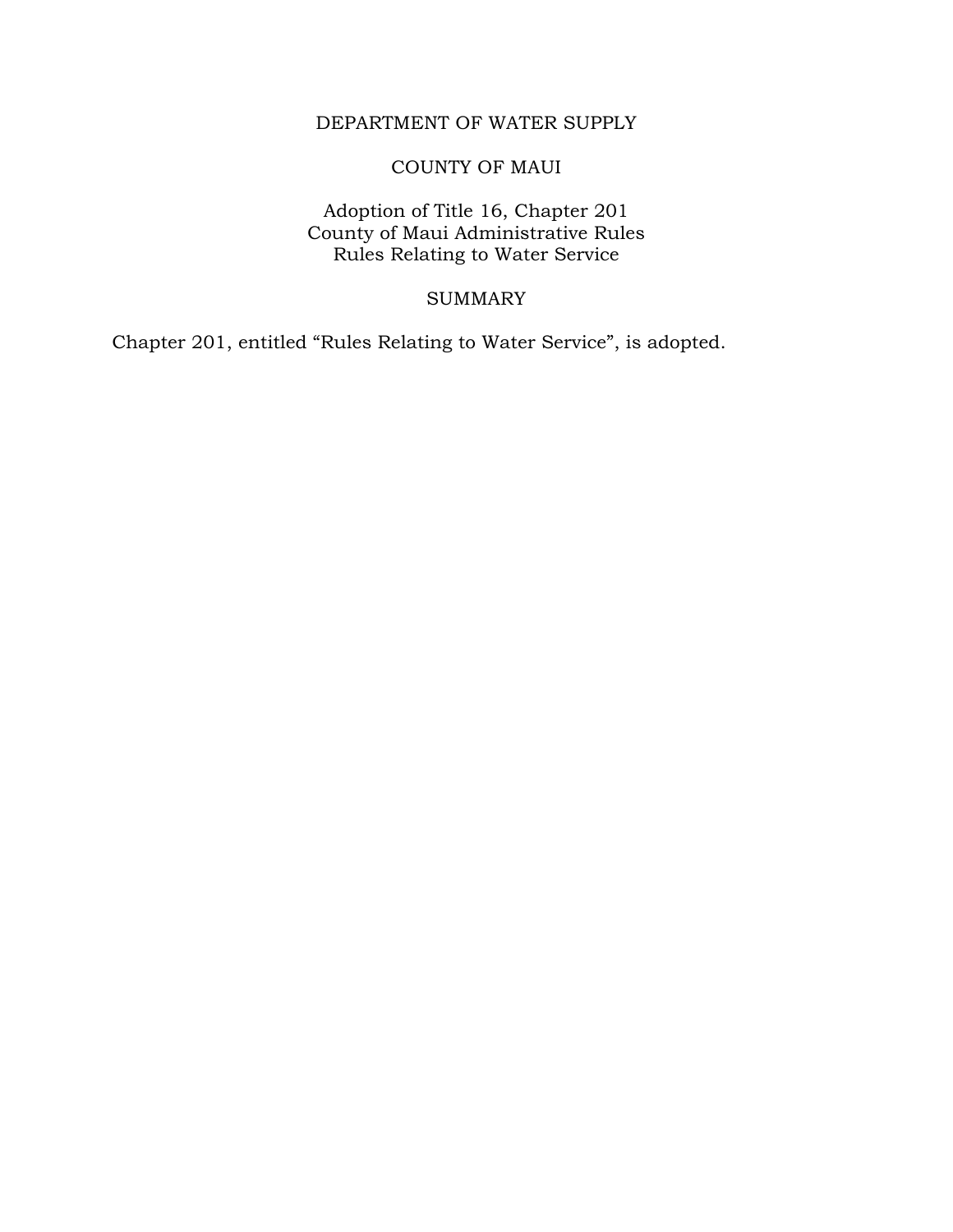# DEPARTMENT OF WATER SUPPLY

## COUNTY OF MAUI

Adoption of Title 16, Chapter 201
County of Maui Administrative Rules
Rules Relating to Water Service

## SUMMARY

Chapter 201, entitled "Rules Relating to Water Service", is adopted.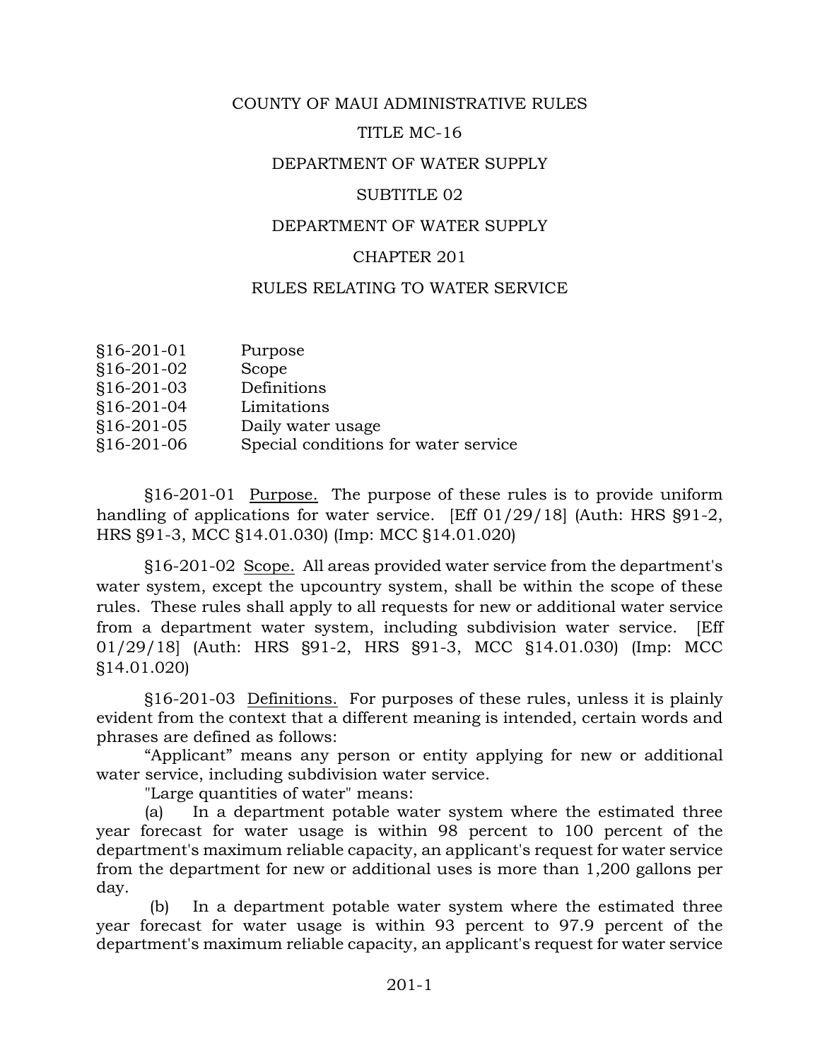COUNTY OF MAUI ADMINISTRATIVE RULES

TITLE MC-16

DEPARTMENT OF WATER SUPPLY

SUBTITLE 02

DEPARTMENT OF WATER SUPPLY

CHAPTER 201

RULES RELATING TO WATER SERVICE

| | |
|---|---|
| §16-201-01 | Purpose |
| §16-201-02 | Scope |
| §16-201-03 | Definitions |
| §16-201-04 | Limitations |
| §16-201-05 | Daily water usage |
| §16-201-06 | Special conditions for water service |

§16-201-01 Purpose. The purpose of these rules is to provide uniform handling of applications for water service. [Eff 01/29/18] (Auth: HRS §91-2, HRS §91-3, MCC §14.01.030) (Imp: MCC §14.01.020)

§16-201-02 Scope. All areas provided water service from the department's water system, except the upcountry system, shall be within the scope of these rules. These rules shall apply to all requests for new or additional water service from a department water system, including subdivision water service. [Eff 01/29/18] (Auth: HRS §91-2, HRS §91-3, MCC §14.01.030) (Imp: MCC §14.01.020)

§16-201-03 Definitions. For purposes of these rules, unless it is plainly evident from the context that a different meaning is intended, certain words and phrases are defined as follows:

"Applicant" means any person or entity applying for new or additional water service, including subdivision water service.

"Large quantities of water" means:

(a) In a department potable water system where the estimated three year forecast for water usage is within 98 percent to 100 percent of the department's maximum reliable capacity, an applicant's request for water service from the department for new or additional uses is more than 1,200 gallons per day.

(b) In a department potable water system where the estimated three year forecast for water usage is within 93 percent to 97.9 percent of the department's maximum reliable capacity, an applicant's request for water service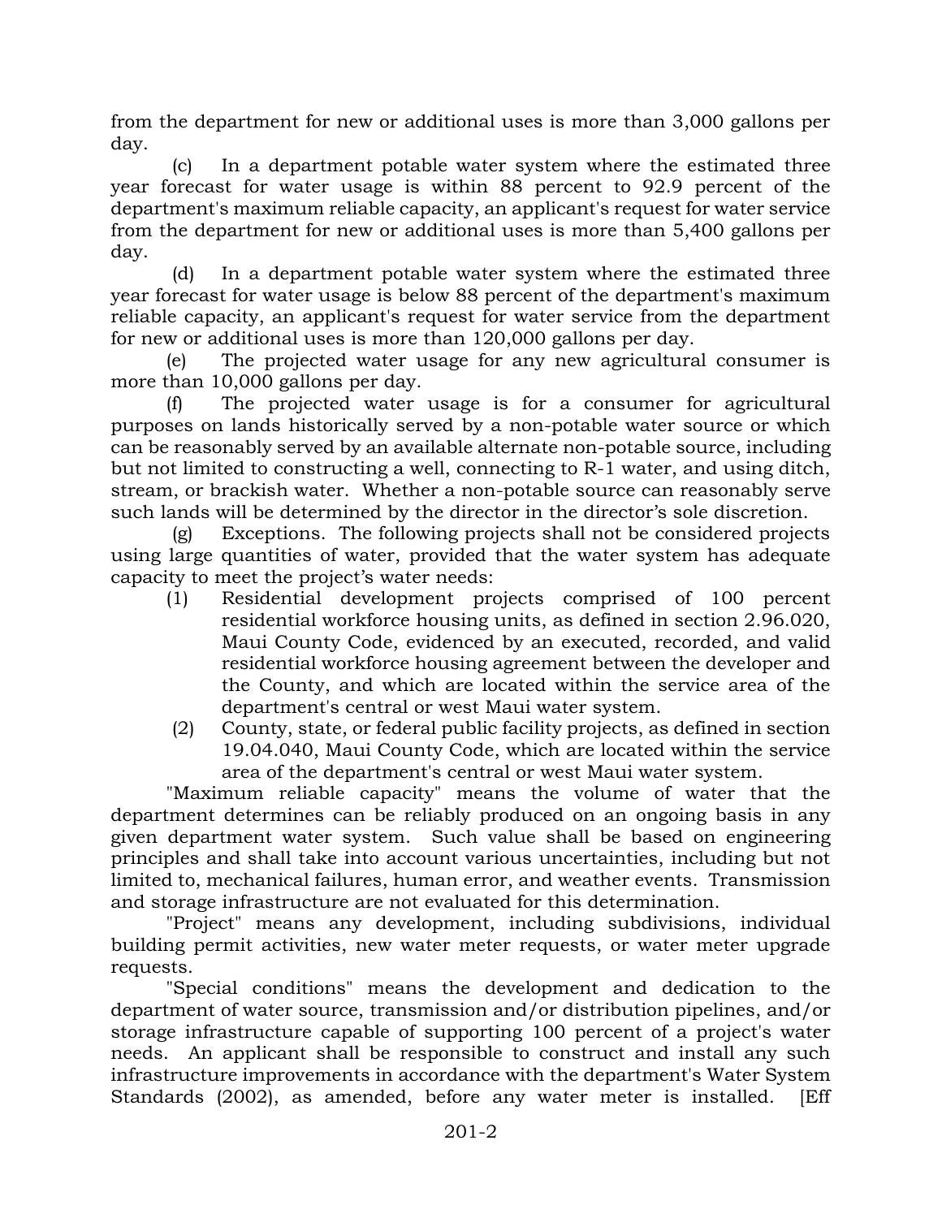from the department for new or additional uses is more than 3,000 gallons per day.

(c) In a department potable water system where the estimated three year forecast for water usage is within 88 percent to 92.9 percent of the department's maximum reliable capacity, an applicant's request for water service from the department for new or additional uses is more than 5,400 gallons per day.

(d) In a department potable water system where the estimated three year forecast for water usage is below 88 percent of the department's maximum reliable capacity, an applicant's request for water service from the department for new or additional uses is more than 120,000 gallons per day.

(e) The projected water usage for any new agricultural consumer is more than 10,000 gallons per day.

(f) The projected water usage is for a consumer for agricultural purposes on lands historically served by a non-potable water source or which can be reasonably served by an available alternate non-potable source, including but not limited to constructing a well, connecting to R-1 water, and using ditch, stream, or brackish water. Whether a non-potable source can reasonably serve such lands will be determined by the director in the director's sole discretion.

(g) Exceptions. The following projects shall not be considered projects using large quantities of water, provided that the water system has adequate capacity to meet the project's water needs:

(1) Residential development projects comprised of 100 percent residential workforce housing units, as defined in section 2.96.020, Maui County Code, evidenced by an executed, recorded, and valid residential workforce housing agreement between the developer and the County, and which are located within the service area of the department's central or west Maui water system.

(2) County, state, or federal public facility projects, as defined in section 19.04.040, Maui County Code, which are located within the service area of the department's central or west Maui water system.

"Maximum reliable capacity" means the volume of water that the department determines can be reliably produced on an ongoing basis in any given department water system. Such value shall be based on engineering principles and shall take into account various uncertainties, including but not limited to, mechanical failures, human error, and weather events. Transmission and storage infrastructure are not evaluated for this determination.

"Project" means any development, including subdivisions, individual building permit activities, new water meter requests, or water meter upgrade requests.

"Special conditions" means the development and dedication to the department of water source, transmission and/or distribution pipelines, and/or storage infrastructure capable of supporting 100 percent of a project's water needs. An applicant shall be responsible to construct and install any such infrastructure improvements in accordance with the department's Water System Standards (2002), as amended, before any water meter is installed. [Eff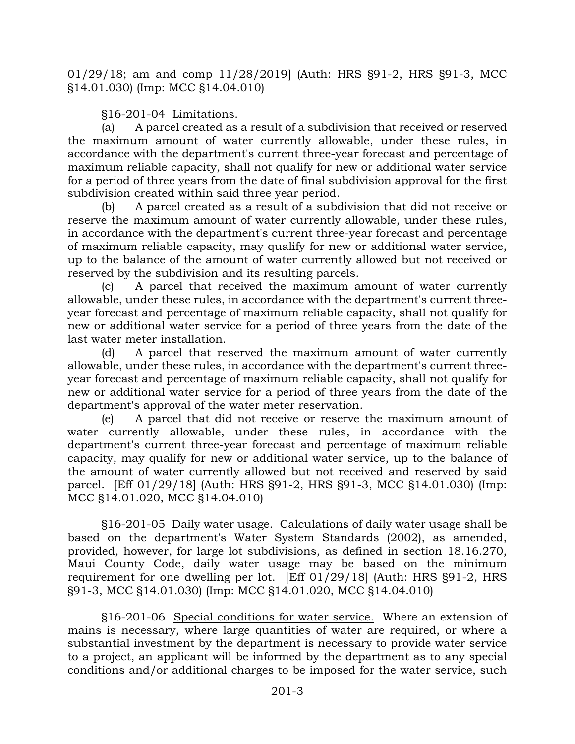01/29/18; am and comp 11/28/2019] (Auth: HRS §91-2, HRS §91-3, MCC §14.01.030) (Imp: MCC §14.04.010)

§16-201-04 Limitations.

(a) A parcel created as a result of a subdivision that received or reserved the maximum amount of water currently allowable, under these rules, in accordance with the department's current three-year forecast and percentage of maximum reliable capacity, shall not qualify for new or additional water service for a period of three years from the date of final subdivision approval for the first subdivision created within said three year period.

(b) A parcel created as a result of a subdivision that did not receive or reserve the maximum amount of water currently allowable, under these rules, in accordance with the department's current three-year forecast and percentage of maximum reliable capacity, may qualify for new or additional water service, up to the balance of the amount of water currently allowed but not received or reserved by the subdivision and its resulting parcels.

(c) A parcel that received the maximum amount of water currently allowable, under these rules, in accordance with the department's current three-year forecast and percentage of maximum reliable capacity, shall not qualify for new or additional water service for a period of three years from the date of the last water meter installation.

(d) A parcel that reserved the maximum amount of water currently allowable, under these rules, in accordance with the department's current three-year forecast and percentage of maximum reliable capacity, shall not qualify for new or additional water service for a period of three years from the date of the department's approval of the water meter reservation.

(e) A parcel that did not receive or reserve the maximum amount of water currently allowable, under these rules, in accordance with the department's current three-year forecast and percentage of maximum reliable capacity, may qualify for new or additional water service, up to the balance of the amount of water currently allowed but not received and reserved by said parcel. [Eff 01/29/18] (Auth: HRS §91-2, HRS §91-3, MCC §14.01.030) (Imp: MCC §14.01.020, MCC §14.04.010)

§16-201-05 Daily water usage. Calculations of daily water usage shall be based on the department's Water System Standards (2002), as amended, provided, however, for large lot subdivisions, as defined in section 18.16.270, Maui County Code, daily water usage may be based on the minimum requirement for one dwelling per lot. [Eff 01/29/18] (Auth: HRS §91-2, HRS §91-3, MCC §14.01.030) (Imp: MCC §14.01.020, MCC §14.04.010)

§16-201-06 Special conditions for water service. Where an extension of mains is necessary, where large quantities of water are required, or where a substantial investment by the department is necessary to provide water service to a project, an applicant will be informed by the department as to any special conditions and/or additional charges to be imposed for the water service, such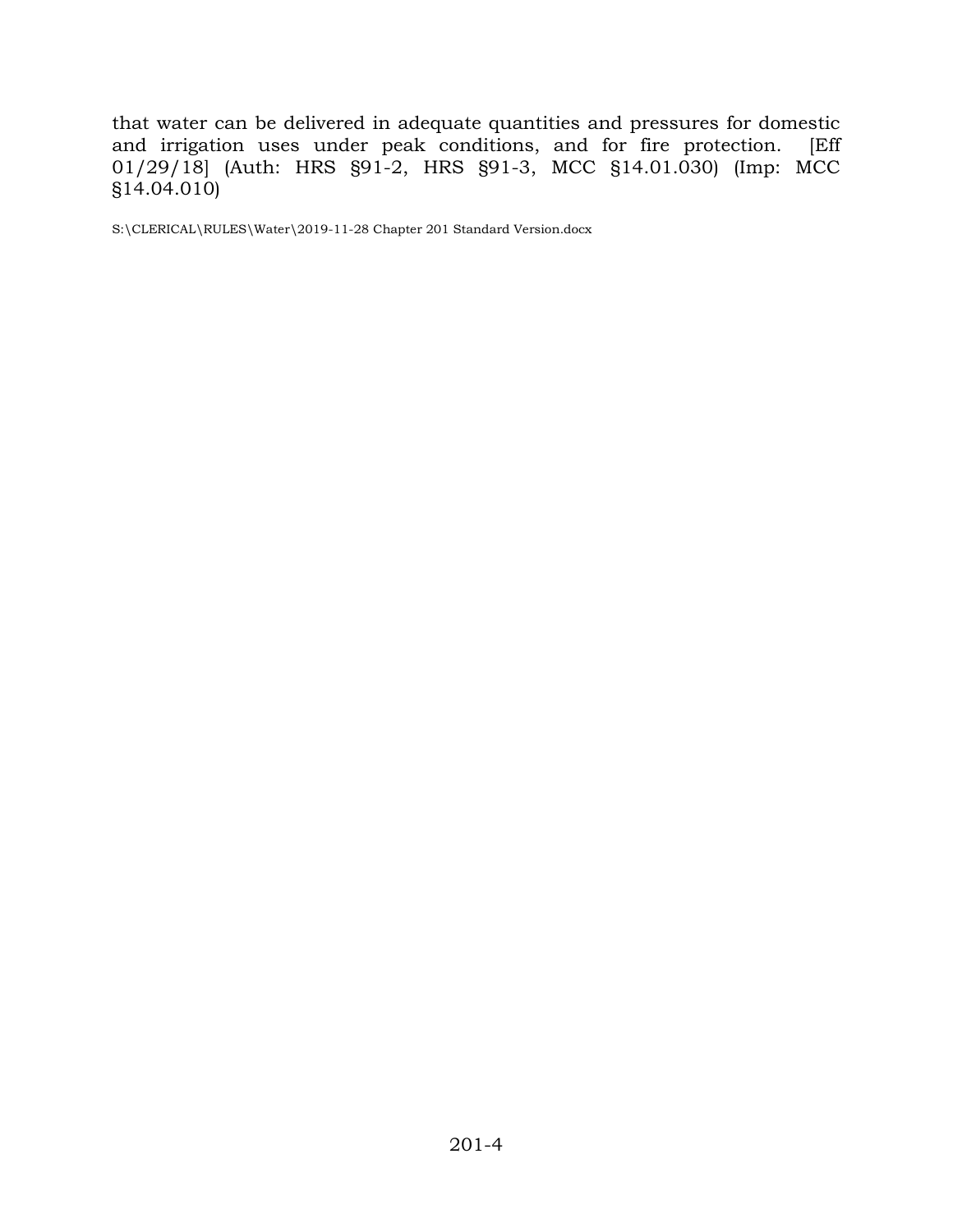that water can be delivered in adequate quantities and pressures for domestic and irrigation uses under peak conditions, and for fire protection. [Eff 01/29/18] (Auth: HRS §91-2, HRS §91-3, MCC §14.01.030) (Imp: MCC §14.04.010)

S:\CLERICAL\RULES\Water\2019-11-28 Chapter 201 Standard Version.docx